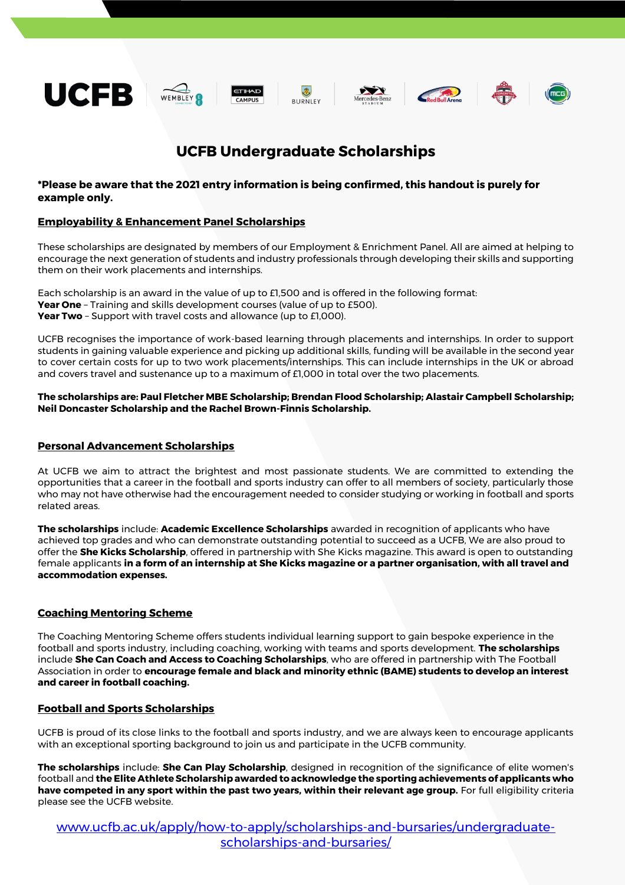# UCFB Undergraduate Scholarships

**\*Please be aware that the 2021 entry information is being confirmed, this handout is purely for example only.**

## Employability & Enhancement Panel Scholarships

These scholarships are designated by members of our Employment & Enrichment Panel. All are aimed at helping to encourage the next generation of students and industry professionals through developing their skills and supporting them on their work placements and internships.

Each scholarship is an award in the value of up to £1,500 and is offered in the following format:
**Year One** – Training and skills development courses (value of up to £500).
**Year Two** – Support with travel costs and allowance (up to £1,000).

UCFB recognises the importance of work-based learning through placements and internships. In order to support students in gaining valuable experience and picking up additional skills, funding will be available in the second year to cover certain costs for up to two work placements/internships. This can include internships in the UK or abroad and covers travel and sustenance up to a maximum of £1,000 in total over the two placements.

**The scholarships are: Paul Fletcher MBE Scholarship; Brendan Flood Scholarship; Alastair Campbell Scholarship; Neil Doncaster Scholarship and the Rachel Brown-Finnis Scholarship.**

## Personal Advancement Scholarships

At UCFB we aim to attract the brightest and most passionate students. We are committed to extending the opportunities that a career in the football and sports industry can offer to all members of society, particularly those who may not have otherwise had the encouragement needed to consider studying or working in football and sports related areas.

**The scholarships** include: **Academic Excellence Scholarships** awarded in recognition of applicants who have achieved top grades and who can demonstrate outstanding potential to succeed as a UCFB, We are also proud to offer the **She Kicks Scholarship**, offered in partnership with She Kicks magazine. This award is open to outstanding female applicants **in a form of an internship at She Kicks magazine or a partner organisation, with all travel and accommodation expenses.**

## Coaching Mentoring Scheme

The Coaching Mentoring Scheme offers students individual learning support to gain bespoke experience in the football and sports industry, including coaching, working with teams and sports development. **The scholarships** include **She Can Coach and Access to Coaching Scholarships**, who are offered in partnership with The Football Association in order to **encourage female and black and minority ethnic (BAME) students to develop an interest and career in football coaching.**

## Football and Sports Scholarships

UCFB is proud of its close links to the football and sports industry, and we are always keen to encourage applicants with an exceptional sporting background to join us and participate in the UCFB community.

**The scholarships** include: **She Can Play Scholarship**, designed in recognition of the significance of elite women's football and **the Elite Athlete Scholarship awarded to acknowledge the sporting achievements of applicants who have competed in any sport within the past two years, within their relevant age group.** For full eligibility criteria please see the UCFB website.

[www.ucfb.ac.uk/apply/how-to-apply/scholarships-and-bursaries/undergraduate-scholarships-and-bursaries/](www.ucfb.ac.uk/apply/how-to-apply/scholarships-and-bursaries/undergraduate-scholarships-and-bursaries/)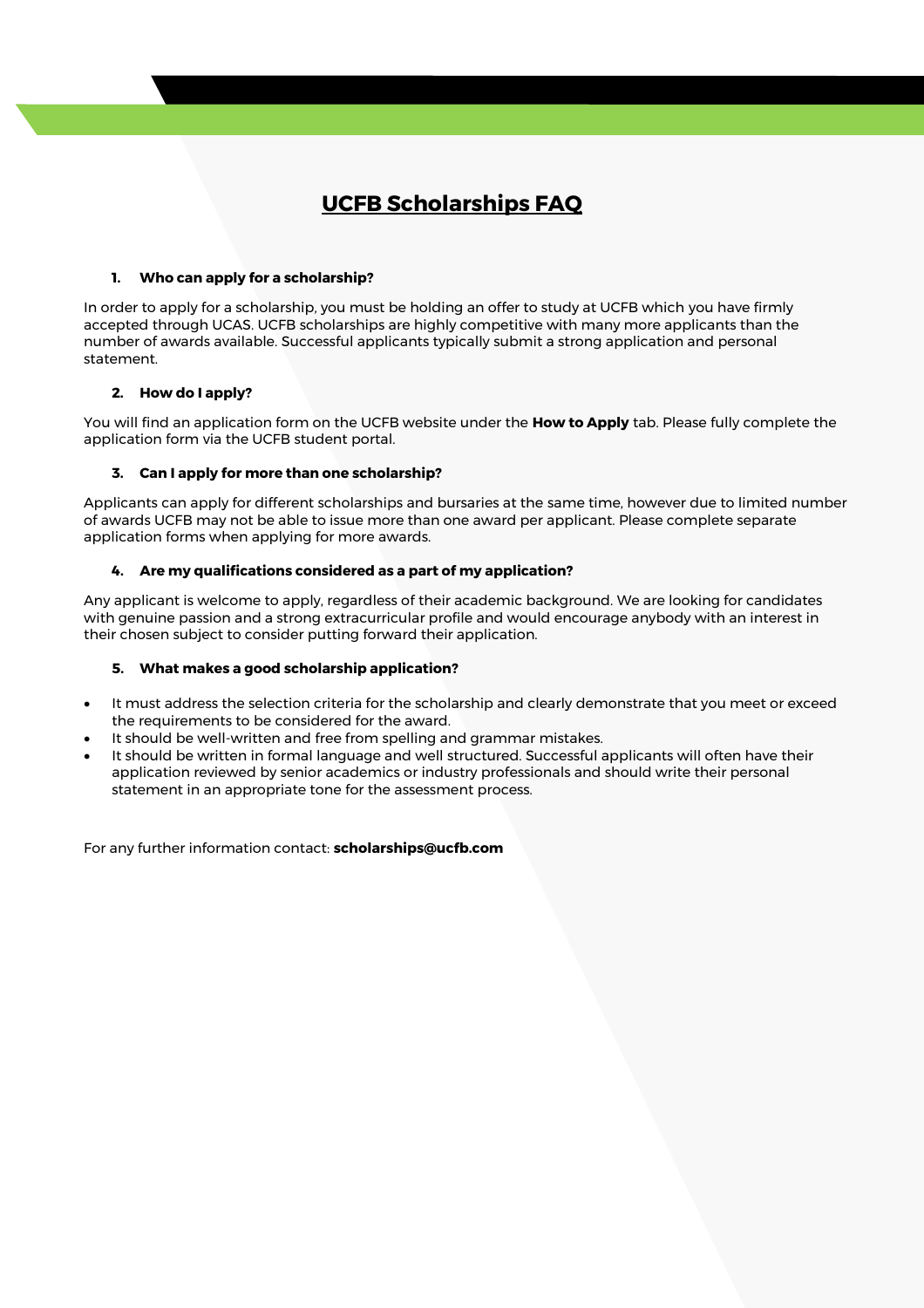# UCFB Scholarships FAQ

### 1. Who can apply for a scholarship?

In order to apply for a scholarship, you must be holding an offer to study at UCFB which you have firmly accepted through UCAS. UCFB scholarships are highly competitive with many more applicants than the number of awards available. Successful applicants typically submit a strong application and personal statement.

### 2. How do I apply?

You will find an application form on the UCFB website under the **How to Apply** tab. Please fully complete the application form via the UCFB student portal.

### 3. Can I apply for more than one scholarship?

Applicants can apply for different scholarships and bursaries at the same time, however due to limited number of awards UCFB may not be able to issue more than one award per applicant. Please complete separate application forms when applying for more awards.

### 4. Are my qualifications considered as a part of my application?

Any applicant is welcome to apply, regardless of their academic background. We are looking for candidates with genuine passion and a strong extracurricular profile and would encourage anybody with an interest in their chosen subject to consider putting forward their application.

### 5. What makes a good scholarship application?

- It must address the selection criteria for the scholarship and clearly demonstrate that you meet or exceed the requirements to be considered for the award.
- It should be well-written and free from spelling and grammar mistakes.
- It should be written in formal language and well structured. Successful applicants will often have their application reviewed by senior academics or industry professionals and should write their personal statement in an appropriate tone for the assessment process.

For any further information contact: **scholarships@ucfb.com**